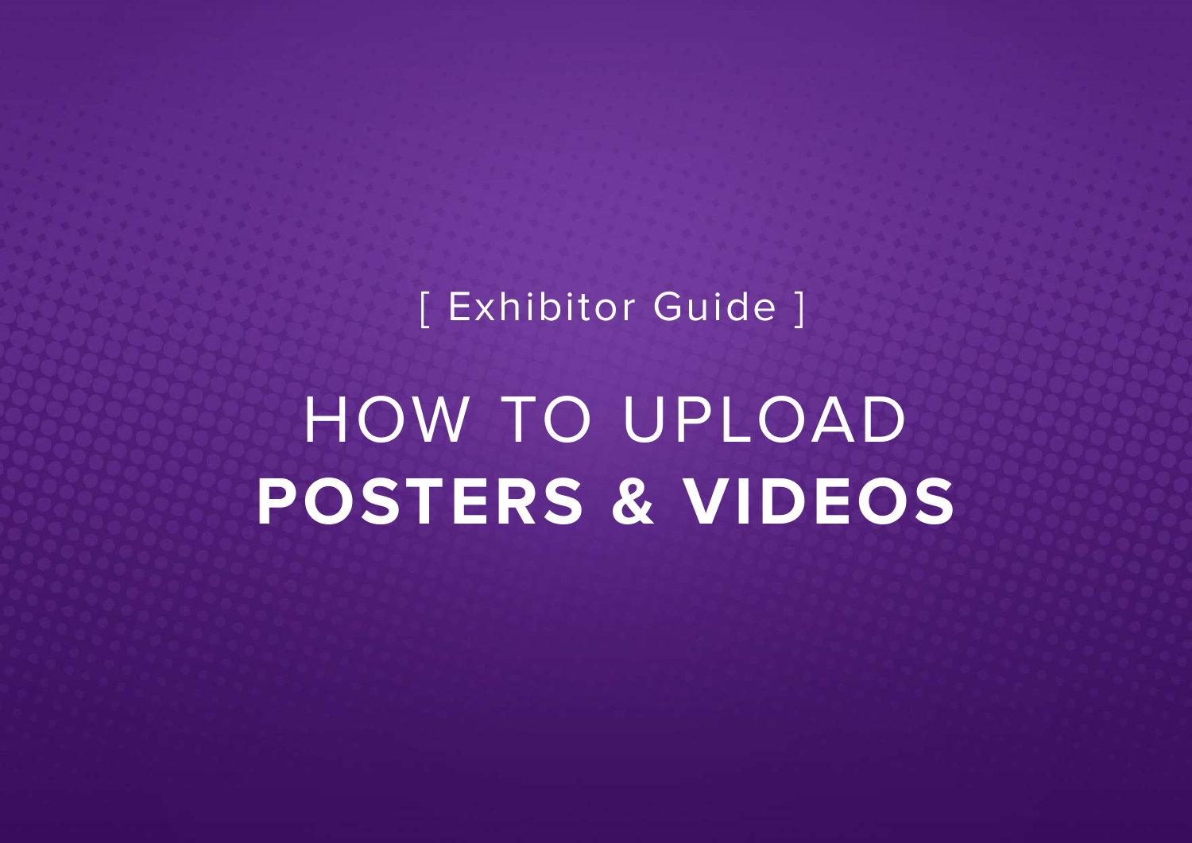[ Exhibitor Guide ]

# HOW TO UPLOAD **POSTERS & VIDEOS**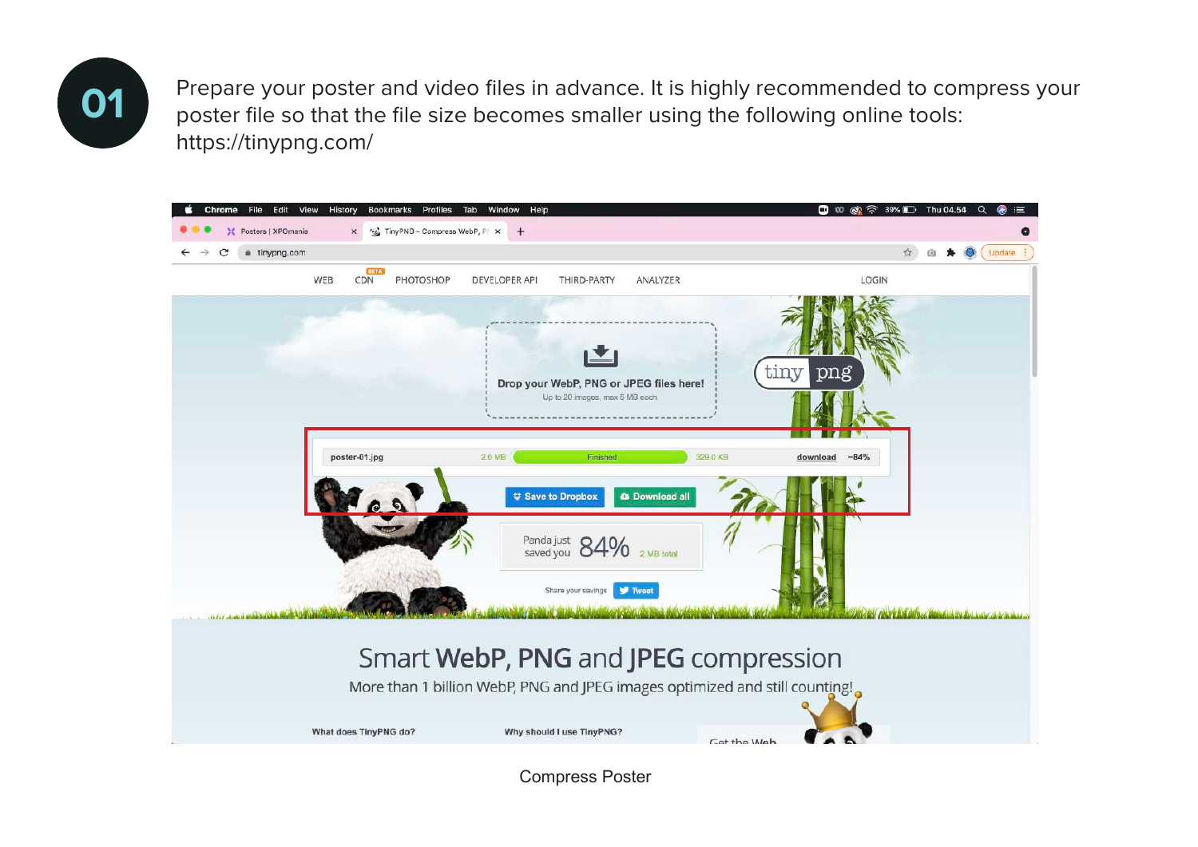**01**

Prepare your poster and video files in advance. It is highly recommended to compress your poster file so that the file size becomes smaller using the following online tools: https://tinypng.com/

Compress Poster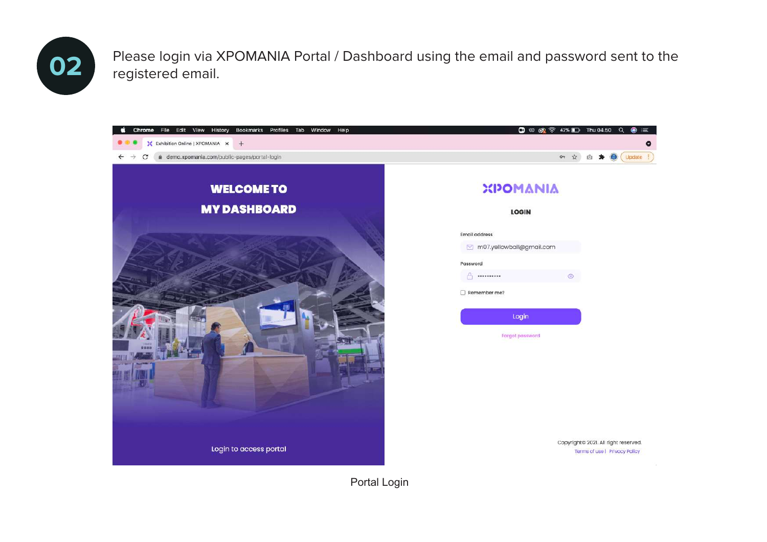**02**

Please login via XPOMANIA Portal / Dashboard using the email and password sent to the registered email.

Portal Login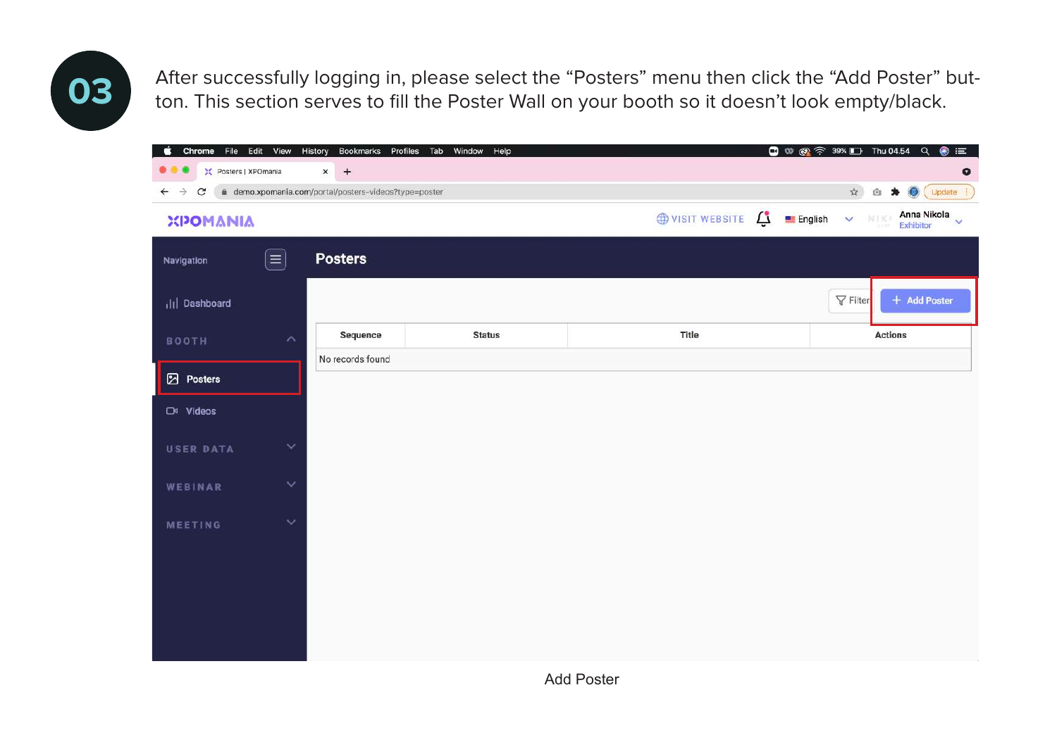## 03

After successfully logging in, please select the “Posters” menu then click the “Add Poster” button. This section serves to fill the Poster Wall on your booth so it doesn’t look empty/black.

Add Poster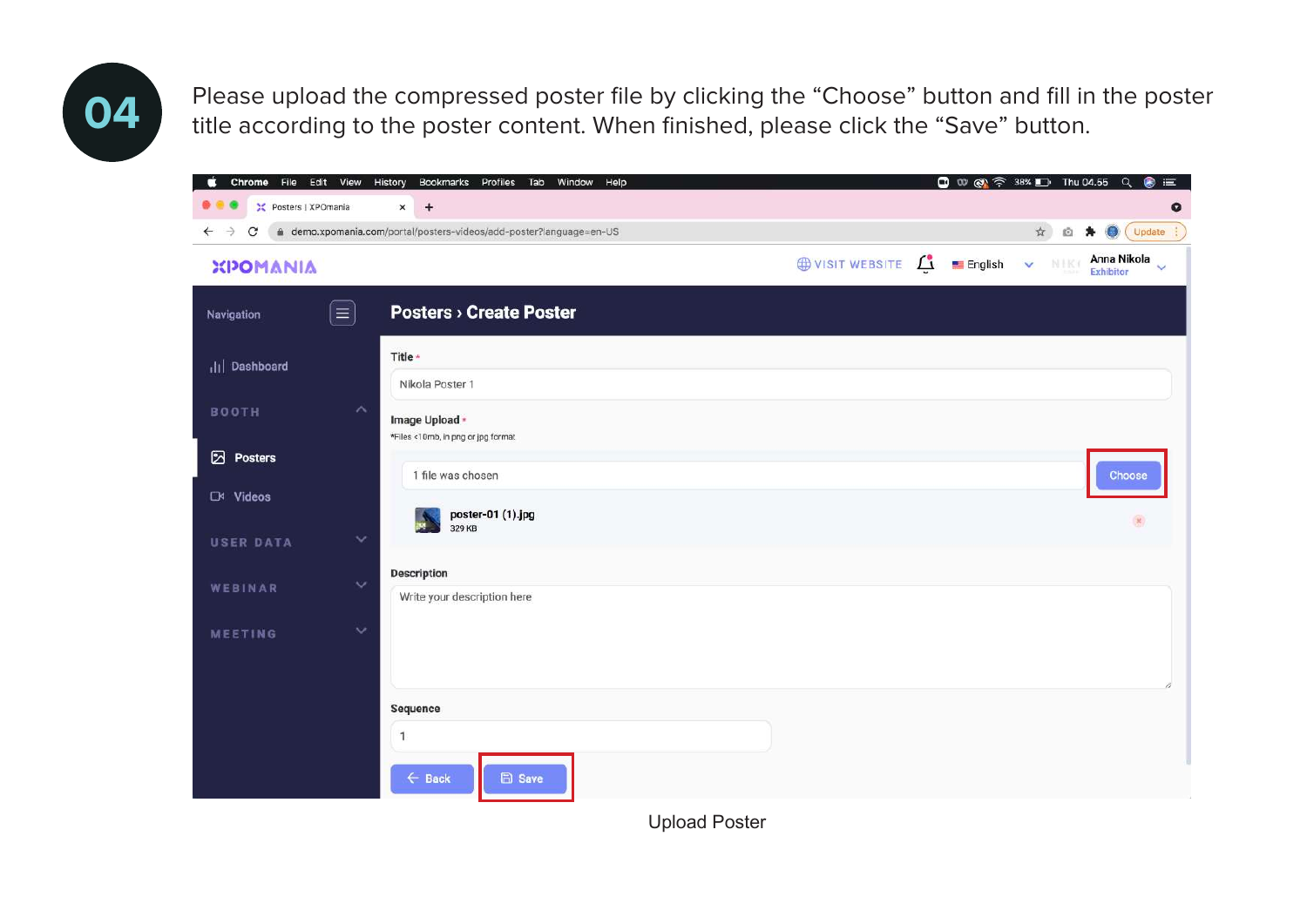04

Please upload the compressed poster file by clicking the “Choose” button and fill in the poster title according to the poster content. When finished, please click the “Save” button.

Upload Poster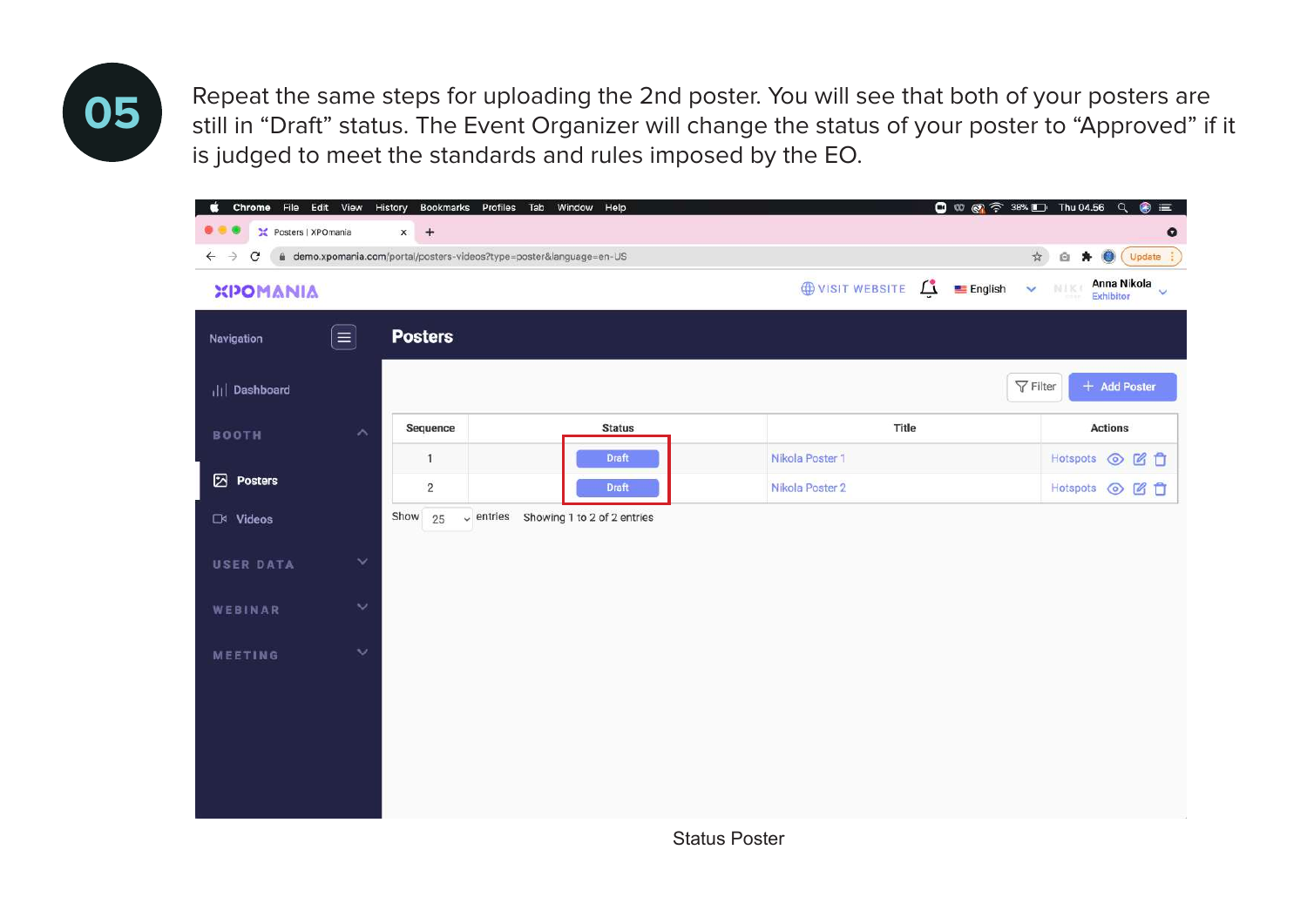05

Repeat the same steps for uploading the 2nd poster. You will see that both of your posters are still in “Draft” status. The Event Organizer will change the status of your poster to “Approved” if it is judged to meet the standards and rules imposed by the EO.

Status Poster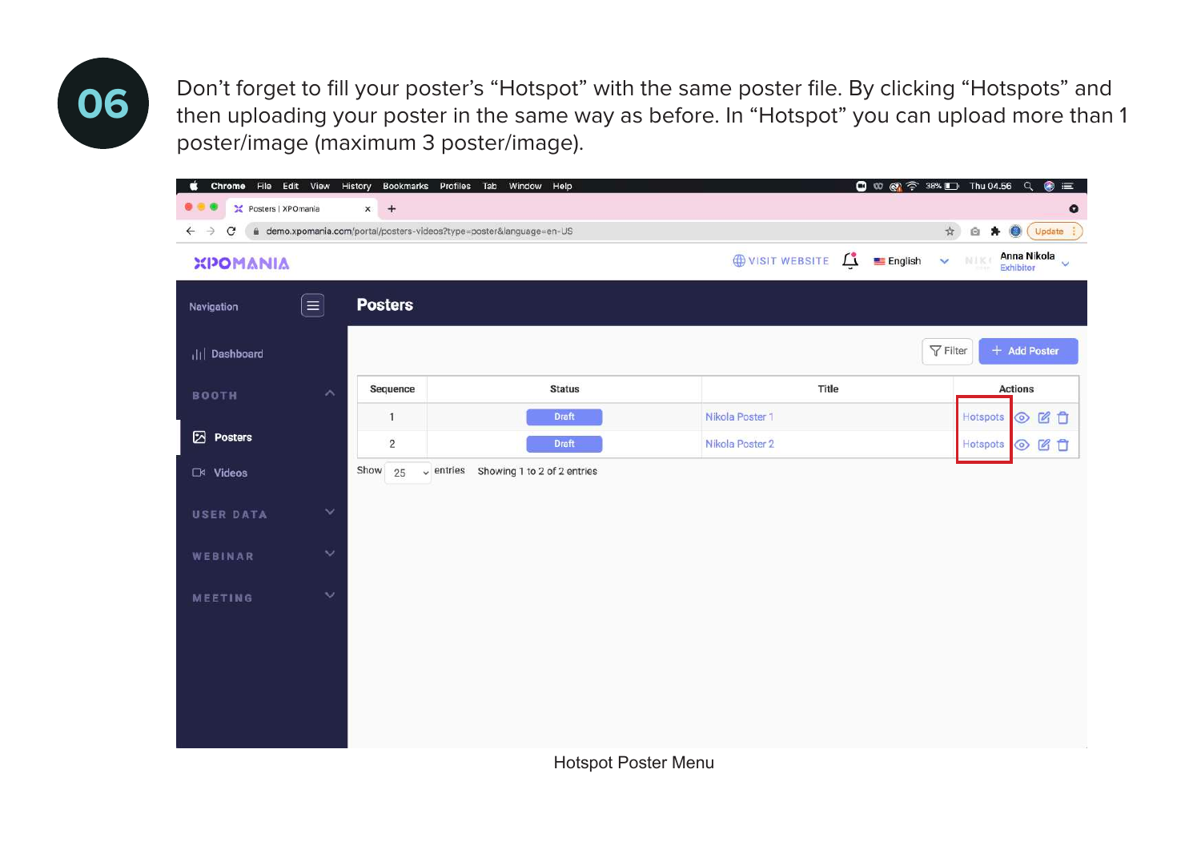## 06

Don't forget to fill your poster's "Hotspot" with the same poster file. By clicking "Hotspots" and then uploading your poster in the same way as before. In "Hotspot" you can upload more than 1 poster/image (maximum 3 poster/image).

Hotspot Poster Menu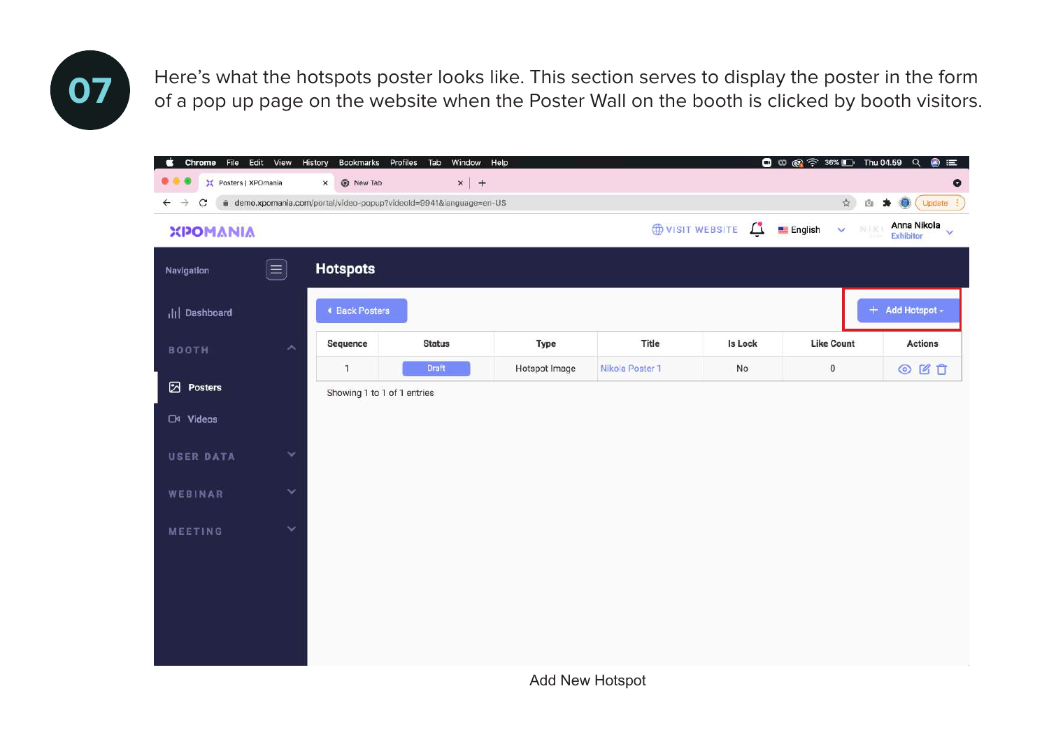07

Here's what the hotspots poster looks like. This section serves to display the poster in the form of a pop up page on the website when the Poster Wall on the booth is clicked by booth visitors.

Add New Hotspot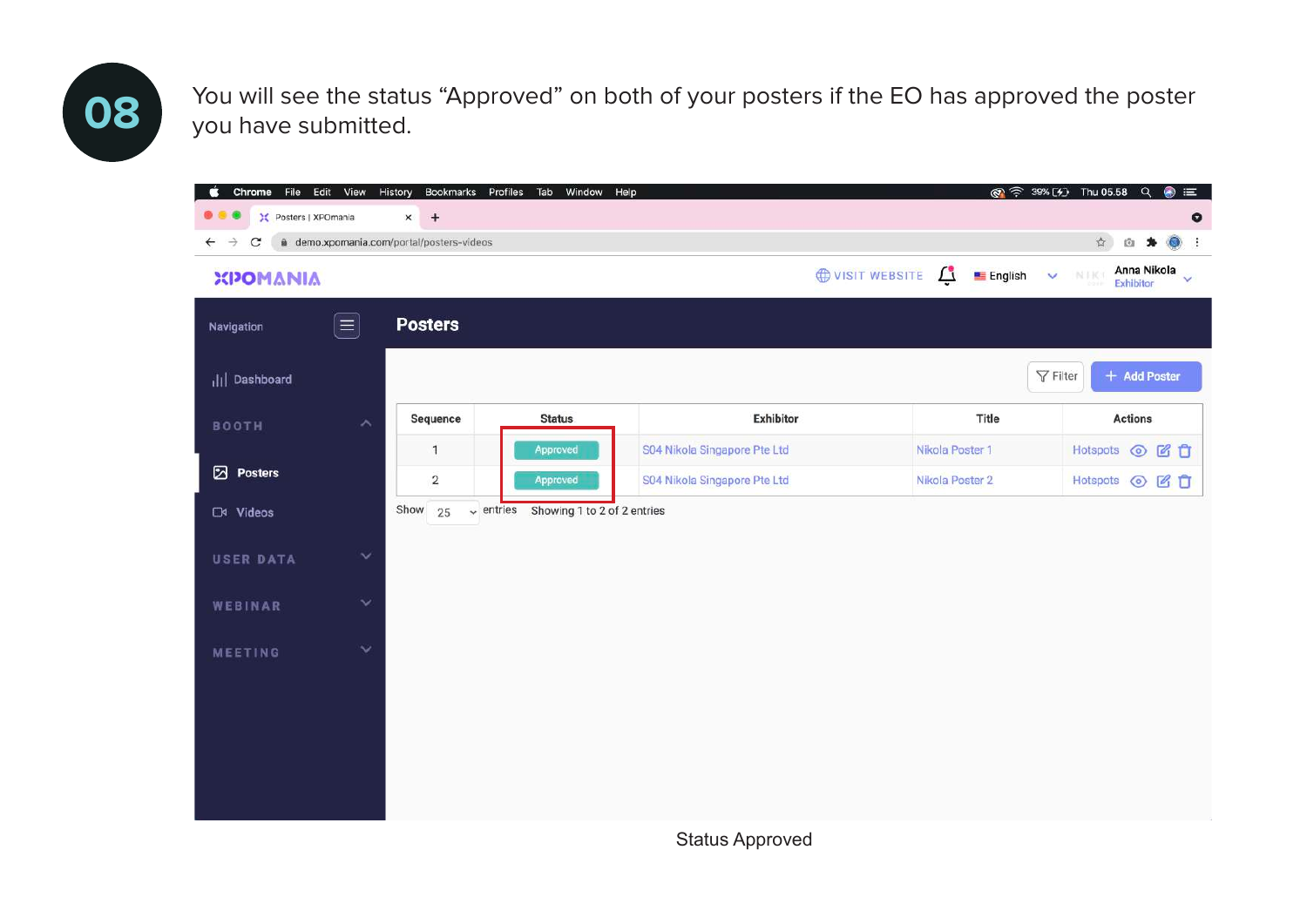## 08

You will see the status “Approved” on both of your posters if the EO has approved the poster you have submitted.

Status Approved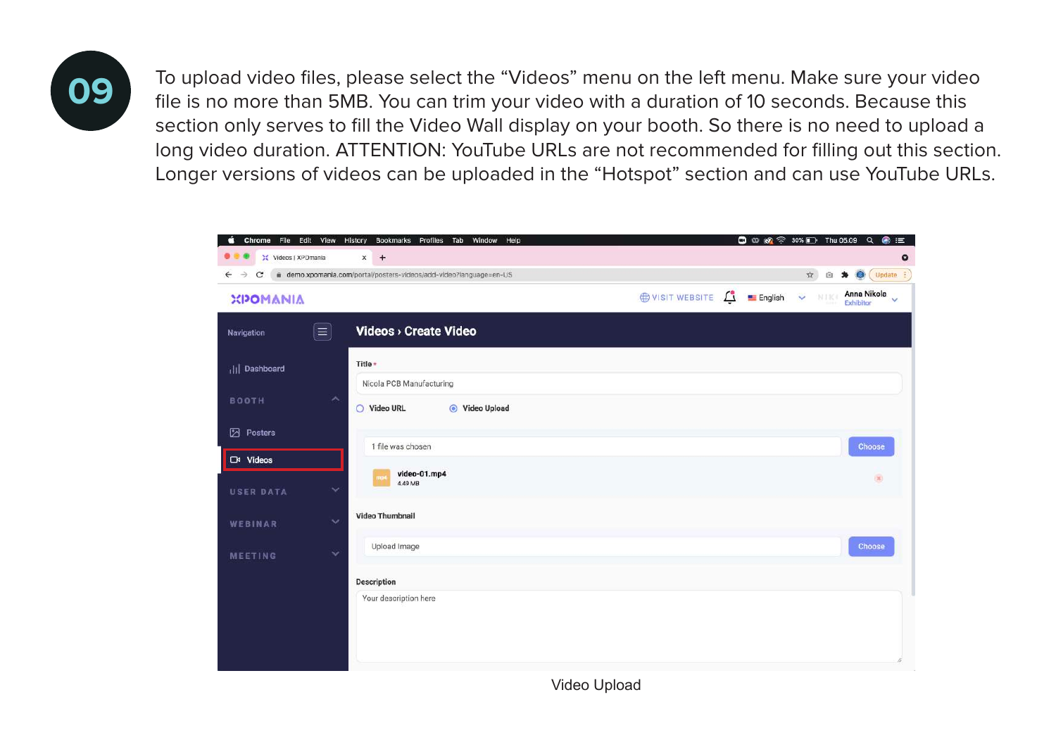## 09

To upload video files, please select the “Videos” menu on the left menu. Make sure your video file is no more than 5MB. You can trim your video with a duration of 10 seconds. Because this section only serves to fill the Video Wall display on your booth. So there is no need to upload a long video duration. ATTENTION: YouTube URLs are not recommended for filling out this section. Longer versions of videos can be uploaded in the “Hotspot” section and can use YouTube URLs.

Video Upload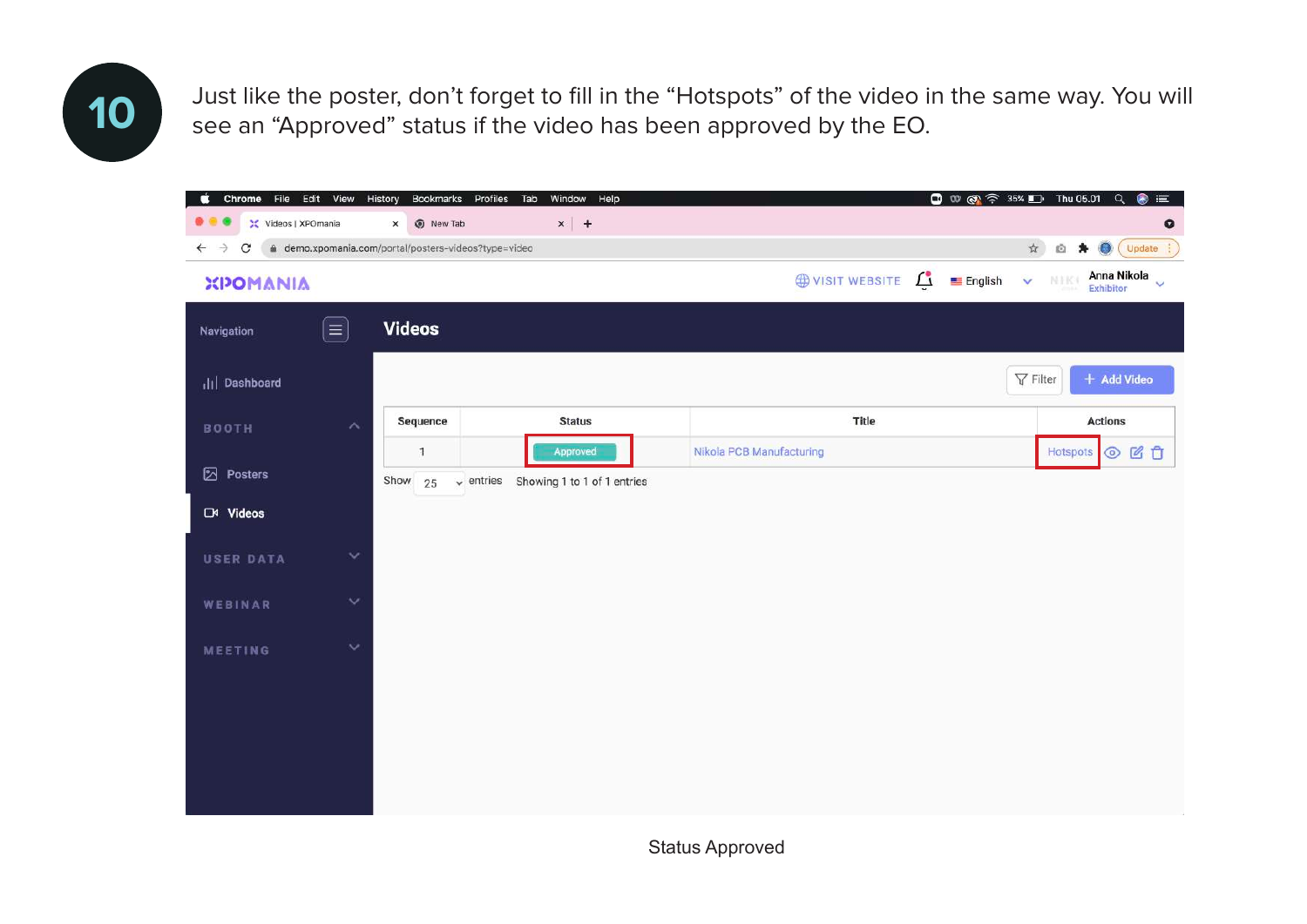10

Just like the poster, don't forget to fill in the "Hotspots" of the video in the same way. You will see an "Approved" status if the video has been approved by the EO.

Status Approved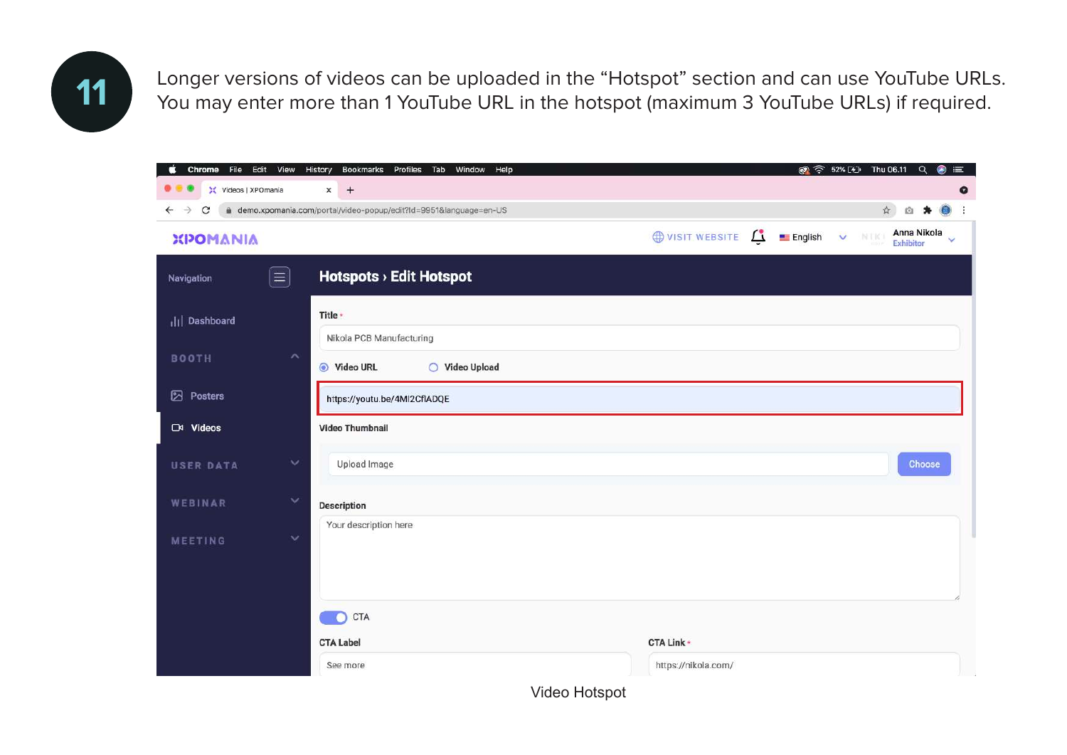**11**

Longer versions of videos can be uploaded in the “Hotspot” section and can use YouTube URLs. You may enter more than 1 YouTube URL in the hotspot (maximum 3 YouTube URLs) if required.

Video Hotspot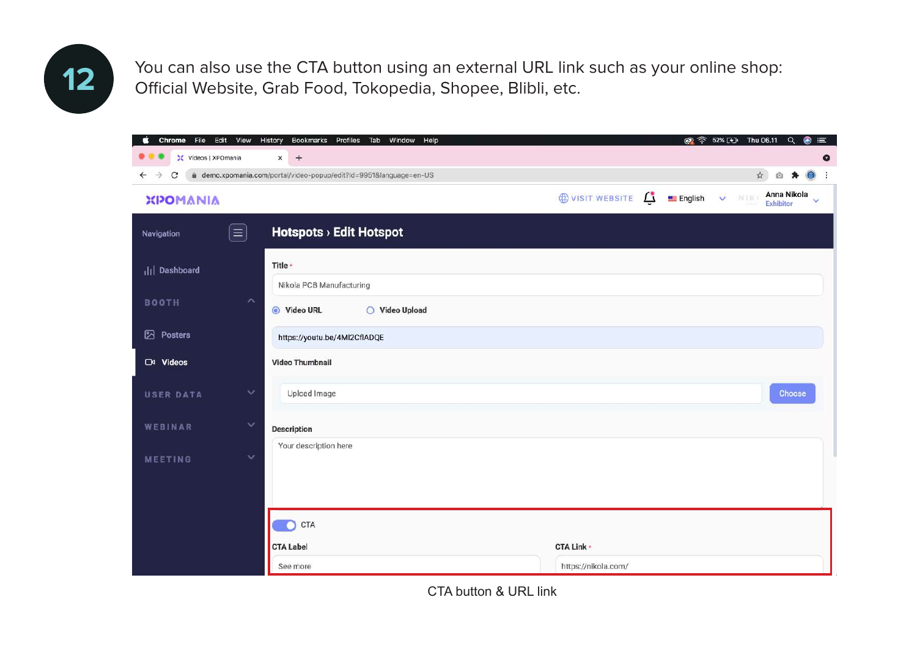12

You can also use the CTA button using an external URL link such as your online shop: Official Website, Grab Food, Tokopedia, Shopee, Blibli, etc.

CTA button & URL link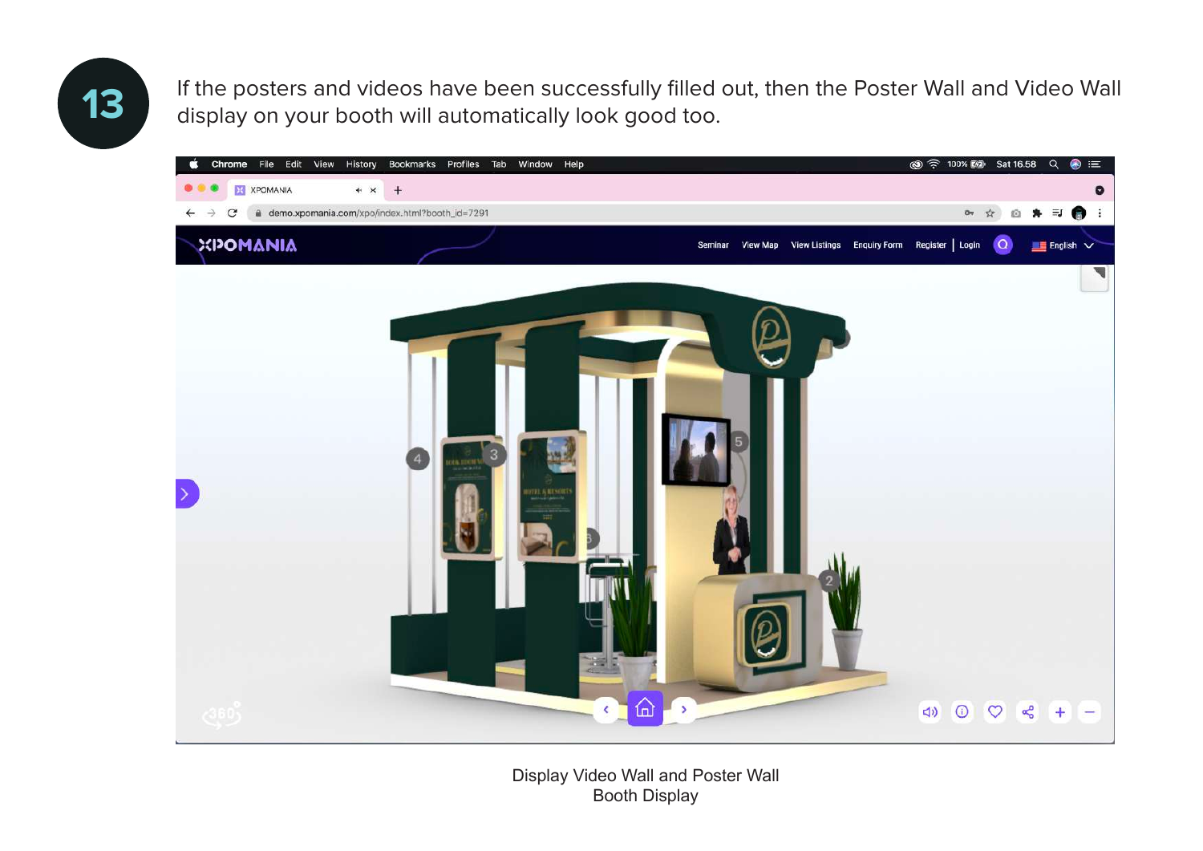13

If the posters and videos have been successfully filled out, then the Poster Wall and Video Wall display on your booth will automatically look good too.

Display Video Wall and Poster Wall
Booth Display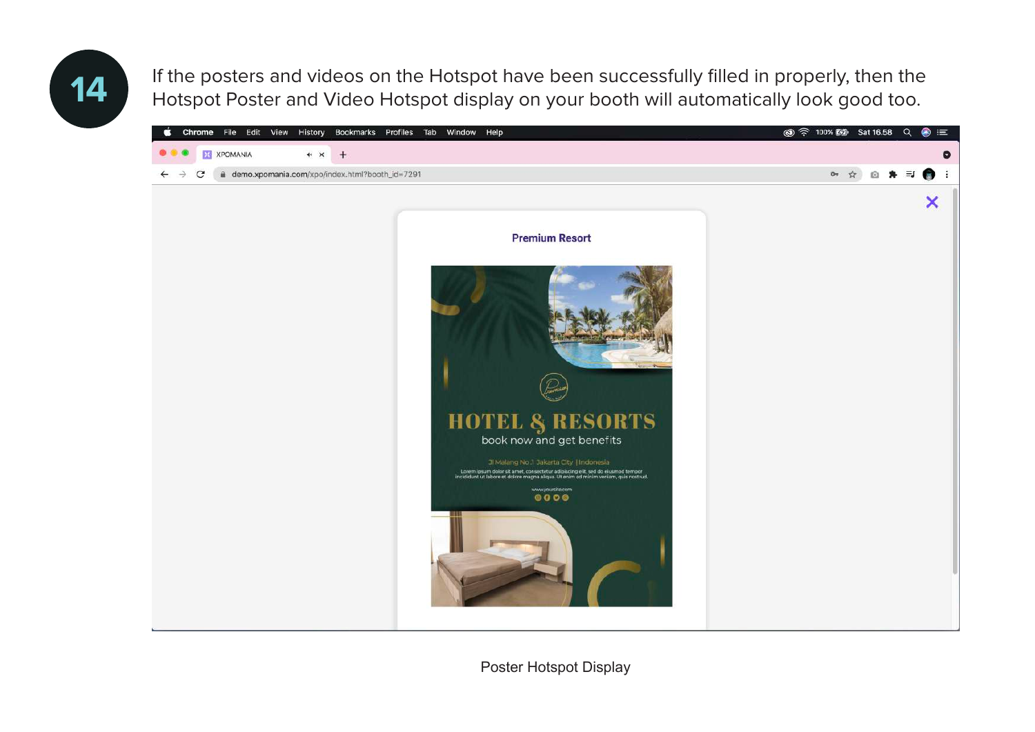**14**

If the posters and videos on the Hotspot have been successfully filled in properly, then the Hotspot Poster and Video Hotspot display on your booth will automatically look good too.

Poster Hotspot Display